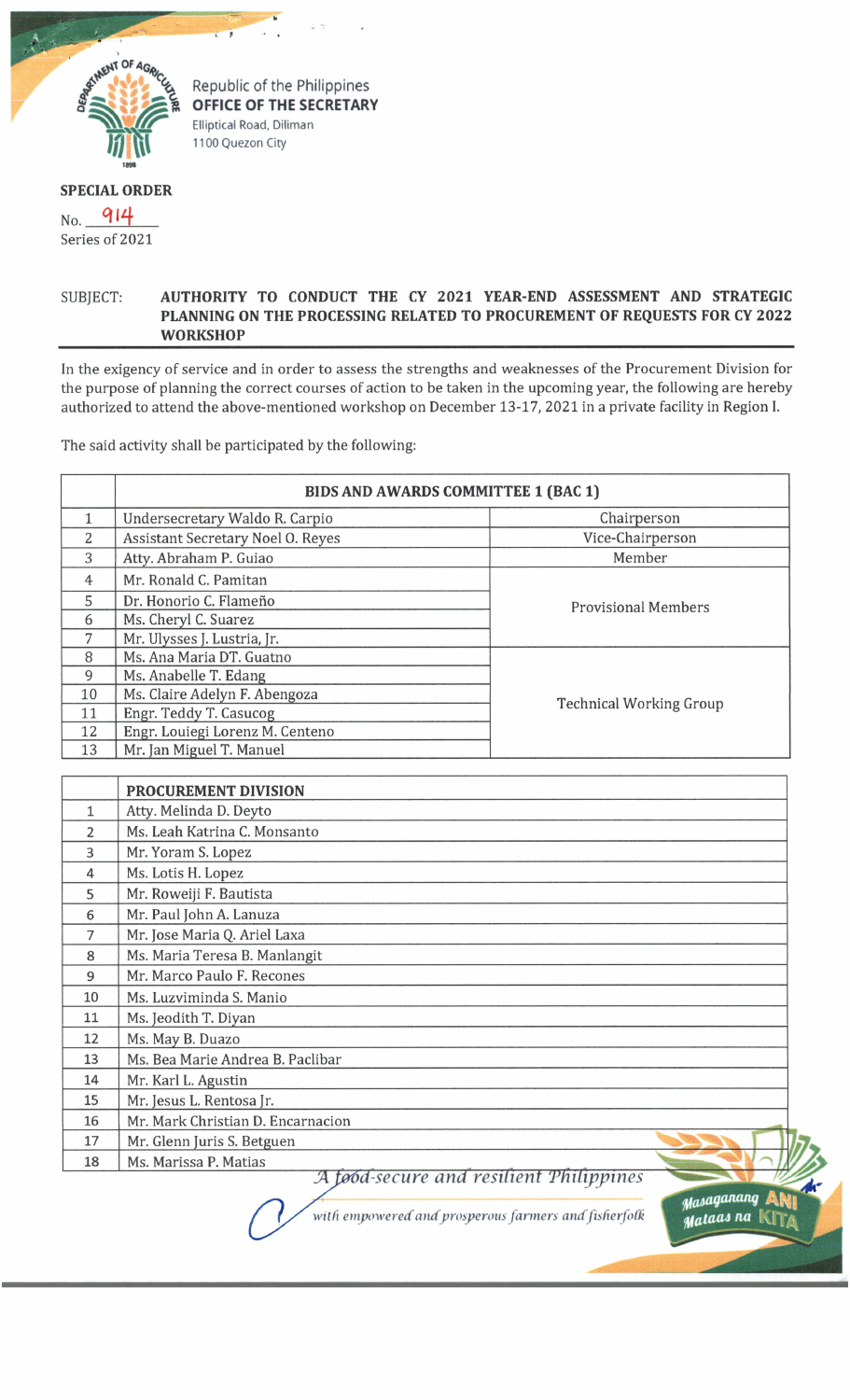Republic of the Philippines
**OFFICE OF THE SECRETARY**
Elliptical Road, Diliman
1100 Quezon City

**SPECIAL ORDER**

No. 914
Series of 2021

SUBJECT: **AUTHORITY TO CONDUCT THE CY 2021 YEAR-END ASSESSMENT AND STRATEGIC PLANNING ON THE PROCESSING RELATED TO PROCUREMENT OF REQUESTS FOR CY 2022 WORKSHOP**

In the exigency of service and in order to assess the strengths and weaknesses of the Procurement Division for the purpose of planning the correct courses of action to be taken in the upcoming year, the following are hereby authorized to attend the above-mentioned workshop on December 13-17, 2021 in a private facility in Region I.

The said activity shall be participated by the following:

| | **BIDS AND AWARDS COMMITTEE 1 (BAC 1)** | |
|---|---|---|
| 1 | Undersecretary Waldo R. Carpio | Chairperson |
| 2 | Assistant Secretary Noel O. Reyes | Vice-Chairperson |
| 3 | Atty. Abraham P. Guiao | Member |
| 4 | Mr. Ronald C. Pamitan | Provisional Members |
| 5 | Dr. Honorio C. Flameño | |
| 6 | Ms. Cheryl C. Suarez | |
| 7 | Mr. Ulysses J. Lustria, Jr. | |
| 8 | Ms. Ana Maria DT. Guatno | Technical Working Group |
| 9 | Ms. Anabelle T. Edang | |
| 10 | Ms. Claire Adelyn F. Abengoza | |
| 11 | Engr. Teddy T. Casucog | |
| 12 | Engr. Louiegi Lorenz M. Centeno | |
| 13 | Mr. Jan Miguel T. Manuel | |

| | **PROCUREMENT DIVISION** |
|---|---|
| 1 | Atty. Melinda D. Deyto |
| 2 | Ms. Leah Katrina C. Monsanto |
| 3 | Mr. Yoram S. Lopez |
| 4 | Ms. Lotis H. Lopez |
| 5 | Mr. Roweiji F. Bautista |
| 6 | Mr. Paul John A. Lanuza |
| 7 | Mr. Jose Maria Q. Ariel Laxa |
| 8 | Ms. Maria Teresa B. Manlangit |
| 9 | Mr. Marco Paulo F. Recones |
| 10 | Ms. Luzviminda S. Manio |
| 11 | Ms. Jeodith T. Diyan |
| 12 | Ms. May B. Duazo |
| 13 | Ms. Bea Marie Andrea B. Paclibar |
| 14 | Mr. Karl L. Agustin |
| 15 | Mr. Jesus L. Rentosa Jr. |
| 16 | Mr. Mark Christian D. Encarnacion |
| 17 | Mr. Glenn Juris S. Betguen |
| 18 | Ms. Marissa P. Matias |

*A food-secure and resilient Philippines with empowered and prosperous farmers and fisherfolk*

Masaganang ANI Mataas na KITA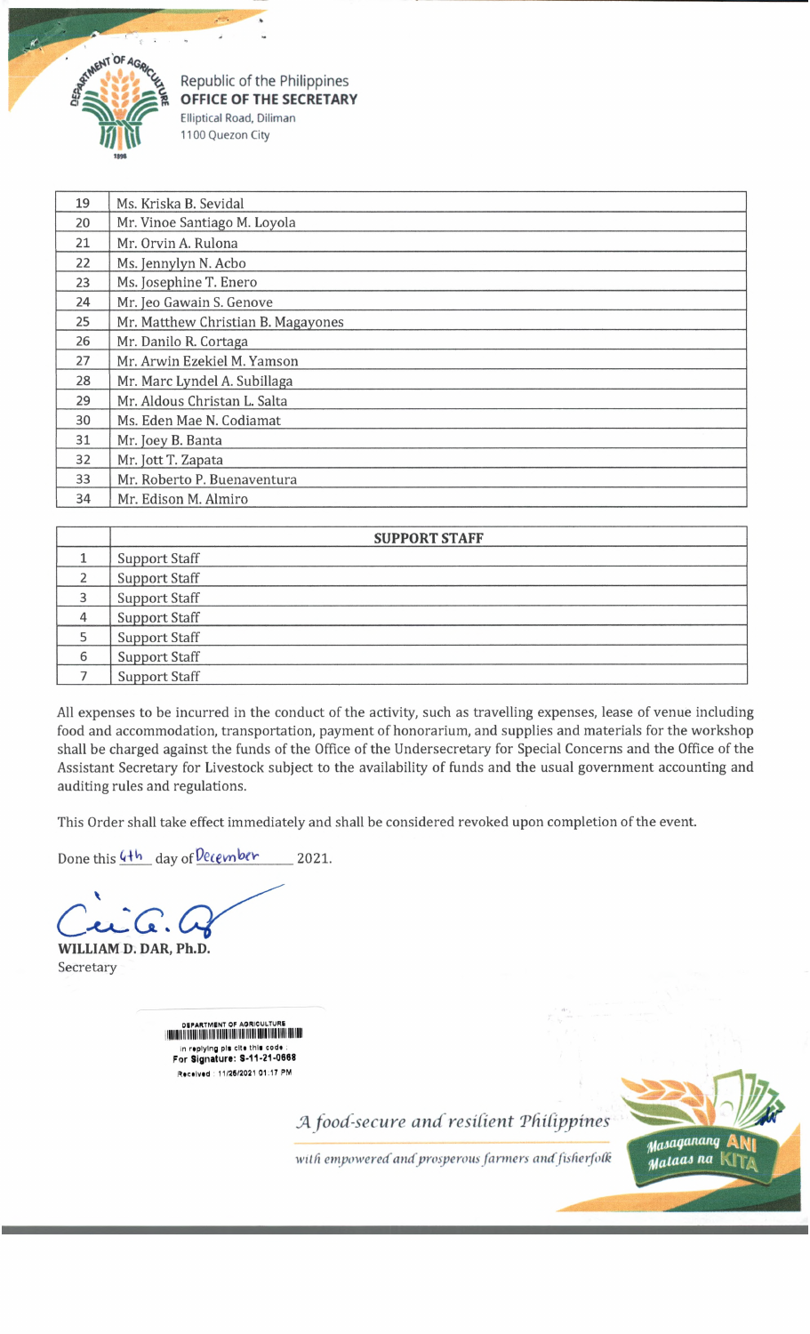| | |
|---|---|
| 19 | Ms. Kriska B. Sevidal |
| 20 | Mr. Vinoe Santiago M. Loyola |
| 21 | Mr. Orvin A. Rulona |
| 22 | Ms. Jennylyn N. Acbo |
| 23 | Ms. Josephine T. Enero |
| 24 | Mr. Jeo Gawain S. Genove |
| 25 | Mr. Matthew Christian B. Magayones |
| 26 | Mr. Danilo R. Cortaga |
| 27 | Mr. Arwin Ezekiel M. Yamson |
| 28 | Mr. Marc Lyndel A. Subillaga |
| 29 | Mr. Aldous Christan L. Salta |
| 30 | Ms. Eden Mae N. Codiamat |
| 31 | Mr. Joey B. Banta |
| 32 | Mr. Jott T. Zapata |
| 33 | Mr. Roberto P. Buenaventura |
| 34 | Mr. Edison M. Almiro |

| | SUPPORT STAFF |
|---|---|
| 1 | Support Staff |
| 2 | Support Staff |
| 3 | Support Staff |
| 4 | Support Staff |
| 5 | Support Staff |
| 6 | Support Staff |
| 7 | Support Staff |

All expenses to be incurred in the conduct of the activity, such as travelling expenses, lease of venue including food and accommodation, transportation, payment of honorarium, and supplies and materials for the workshop shall be charged against the funds of the Office of the Undersecretary for Special Concerns and the Office of the Assistant Secretary for Livestock subject to the availability of funds and the usual government accounting and auditing rules and regulations.

This Order shall take effect immediately and shall be considered revoked upon completion of the event.

Done this 4th day of December 2021.

**WILLIAM D. DAR, Ph.D.**
Secretary

DEPARTMENT OF AGRICULTURE
in replying pls cite this code :
For Signature: S-11-21-0668
Received : 11/26/2021 01:17 PM

*A food-secure and resilient Philippines*

*with empowered and prosperous farmers and fisherfolk*

Masaganang ANI Mataas na KITA